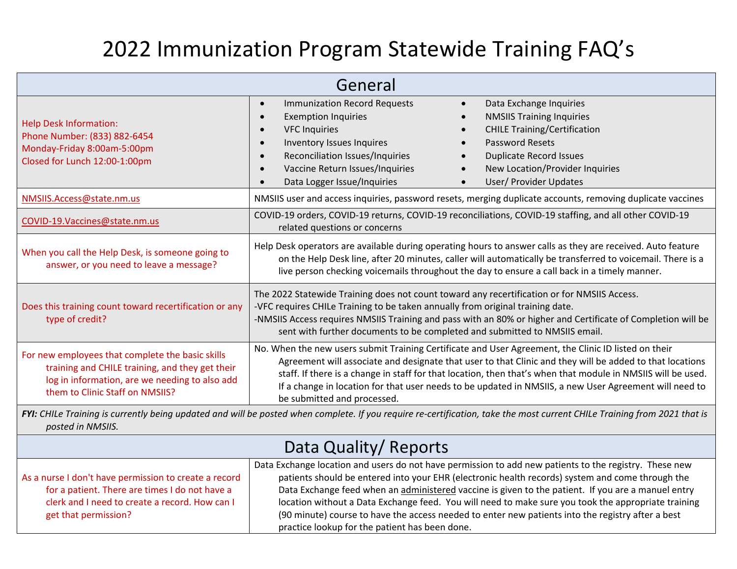# 2022 Immunization Program Statewide Training FAQ's

## General

| | |
|---|---|
| Help Desk Information:<br>Phone Number: (833) 882-6454<br>Monday-Friday 8:00am-5:00pm<br>Closed for Lunch 12:00-1:00pm | • Immunization Record Requests<br>• Exemption Inquiries<br>• VFC Inquiries<br>• Inventory Issues Inquires<br>• Reconciliation Issues/Inquiries<br>• Vaccine Return Issues/Inquiries<br>• Data Logger Issue/Inquiries<br>• Data Exchange Inquiries<br>• NMSIIS Training Inquiries<br>• CHILE Training/Certification<br>• Password Resets<br>• Duplicate Record Issues<br>• New Location/Provider Inquiries<br>• User/ Provider Updates |
| NMSIIS.Access@state.nm.us | NMSIIS user and access inquiries, password resets, merging duplicate accounts, removing duplicate vaccines |
| COVID-19.Vaccines@state.nm.us | COVID-19 orders, COVID-19 returns, COVID-19 reconciliations, COVID-19 staffing, and all other COVID-19 related questions or concerns |
| When you call the Help Desk, is someone going to answer, or you need to leave a message? | Help Desk operators are available during operating hours to answer calls as they are received. Auto feature on the Help Desk line, after 20 minutes, caller will automatically be transferred to voicemail. There is a live person checking voicemails throughout the day to ensure a call back in a timely manner. |
| Does this training count toward recertification or any type of credit? | The 2022 Statewide Training does not count toward any recertification or for NMSIIS Access.<br>-VFC requires CHILe Training to be taken annually from original training date.<br>-NMSIIS Access requires NMSIIS Training and pass with an 80% or higher and Certificate of Completion will be sent with further documents to be completed and submitted to NMSIIS email. |
| For new employees that complete the basic skills training and CHILE training, and they get their log in information, are we needing to also add them to Clinic Staff on NMSIIS? | No. When the new users submit Training Certificate and User Agreement, the Clinic ID listed on their Agreement will associate and designate that user to that Clinic and they will be added to that locations staff. If there is a change in staff for that location, then that's when that module in NMSIIS will be used. If a change in location for that user needs to be updated in NMSIIS, a new User Agreement will need to be submitted and processed. |

***FYI:** CHILe Training is currently being updated and will be posted when complete. If you require re-certification, take the most current CHILe Training from 2021 that is posted in NMSIIS.*

## Data Quality/ Reports

| | |
|---|---|
| As a nurse I don't have permission to create a record for a patient. There are times I do not have a clerk and I need to create a record. How can I get that permission? | Data Exchange location and users do not have permission to add new patients to the registry. These new patients should be entered into your EHR (electronic health records) system and come through the Data Exchange feed when an administered vaccine is given to the patient. If you are a manuel entry location without a Data Exchange feed. You will need to make sure you took the appropriate training (90 minute) course to have the access needed to enter new patients into the registry after a best practice lookup for the patient has been done. |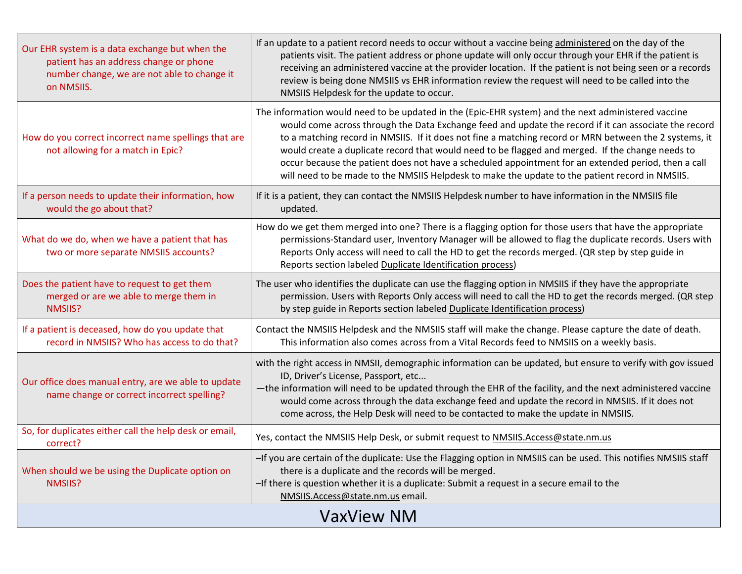| | |
|---|---|
| Our EHR system is a data exchange but when the patient has an address change or phone number change, we are not able to change it on NMSIIS. | If an update to a patient record needs to occur without a vaccine being administered on the day of the patients visit. The patient address or phone update will only occur through your EHR if the patient is receiving an administered vaccine at the provider location. If the patient is not being seen or a records review is being done NMSIIS vs EHR information review the request will need to be called into the NMSIIS Helpdesk for the update to occur. |
| How do you correct incorrect name spellings that are not allowing for a match in Epic? | The information would need to be updated in the (Epic-EHR system) and the next administered vaccine would come across through the Data Exchange feed and update the record if it can associate the record to a matching record in NMSIIS. If it does not fine a matching record or MRN between the 2 systems, it would create a duplicate record that would need to be flagged and merged. If the change needs to occur because the patient does not have a scheduled appointment for an extended period, then a call will need to be made to the NMSIIS Helpdesk to make the update to the patient record in NMSIIS. |
| If a person needs to update their information, how would the go about that? | If it is a patient, they can contact the NMSIIS Helpdesk number to have information in the NMSIIS file updated. |
| What do we do, when we have a patient that has two or more separate NMSIIS accounts? | How do we get them merged into one? There is a flagging option for those users that have the appropriate permissions-Standard user, Inventory Manager will be allowed to flag the duplicate records. Users with Reports Only access will need to call the HD to get the records merged. (QR step by step guide in Reports section labeled Duplicate Identification process) |
| Does the patient have to request to get them merged or are we able to merge them in NMSIIS? | The user who identifies the duplicate can use the flagging option in NMSIIS if they have the appropriate permission. Users with Reports Only access will need to call the HD to get the records merged. (QR step by step guide in Reports section labeled Duplicate Identification process) |
| If a patient is deceased, how do you update that record in NMSIIS? Who has access to do that? | Contact the NMSIIS Helpdesk and the NMSIIS staff will make the change. Please capture the date of death. This information also comes across from a Vital Records feed to NMSIIS on a weekly basis. |
| Our office does manual entry, are we able to update name change or correct incorrect spelling? | with the right access in NMSII, demographic information can be updated, but ensure to verify with gov issued ID, Driver's License, Passport, etc... —the information will need to be updated through the EHR of the facility, and the next administered vaccine would come across through the data exchange feed and update the record in NMSIIS. If it does not come across, the Help Desk will need to be contacted to make the update in NMSIIS. |
| So, for duplicates either call the help desk or email, correct? | Yes, contact the NMSIIS Help Desk, or submit request to NMSIIS.Access@state.nm.us |
| When should we be using the Duplicate option on NMSIIS? | –If you are certain of the duplicate: Use the Flagging option in NMSIIS can be used. This notifies NMSIIS staff there is a duplicate and the records will be merged. –If there is question whether it is a duplicate: Submit a request in a secure email to the NMSIIS.Access@state.nm.us email. |
| **VaxView NM** | |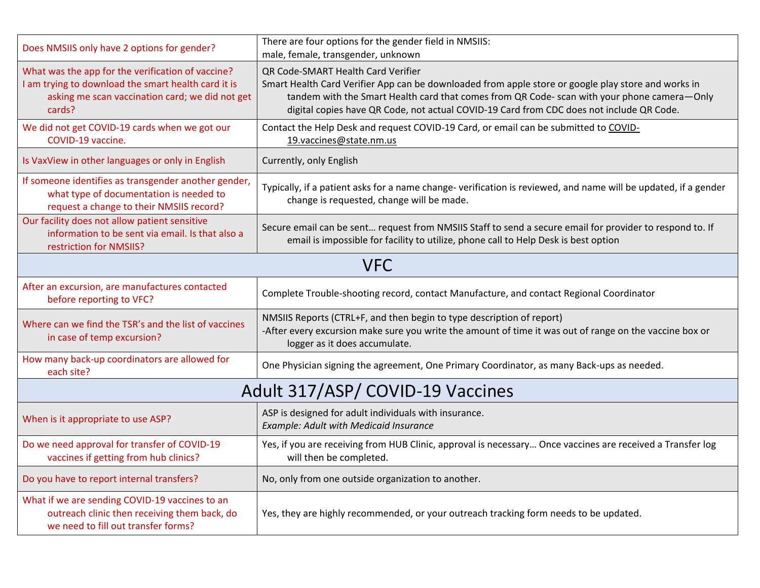| | |
|---|---|
| Does NMSIIS only have 2 options for gender? | There are four options for the gender field in NMSIIS:<br>male, female, transgender, unknown |
| What was the app for the verification of vaccine?<br>I am trying to download the smart health card it is asking me scan vaccination card; we did not get cards? | QR Code-SMART Health Card Verifier<br>Smart Health Card Verifier App can be downloaded from apple store or google play store and works in tandem with the Smart Health card that comes from QR Code- scan with your phone camera—Only digital copies have QR Code, not actual COVID-19 Card from CDC does not include QR Code. |
| We did not get COVID-19 cards when we got our COVID-19 vaccine. | Contact the Help Desk and request COVID-19 Card, or email can be submitted to COVID-19.vaccines@state.nm.us |
| Is VaxView in other languages or only in English | Currently, only English |
| If someone identifies as transgender another gender, what type of documentation is needed to request a change to their NMSIIS record? | Typically, if a patient asks for a name change- verification is reviewed, and name will be updated, if a gender change is requested, change will be made. |
| Our facility does not allow patient sensitive information to be sent via email. Is that also a restriction for NMSIIS? | Secure email can be sent… request from NMSIIS Staff to send a secure email for provider to respond to. If email is impossible for facility to utilize, phone call to Help Desk is best option |
| **VFC** | |
| After an excursion, are manufactures contacted before reporting to VFC? | Complete Trouble-shooting record, contact Manufacture, and contact Regional Coordinator |
| Where can we find the TSR's and the list of vaccines in case of temp excursion? | NMSIIS Reports (CTRL+F, and then begin to type description of report)<br>-After every excursion make sure you write the amount of time it was out of range on the vaccine box or logger as it does accumulate. |
| How many back-up coordinators are allowed for each site? | One Physician signing the agreement, One Primary Coordinator, as many Back-ups as needed. |
| **Adult 317/ASP/ COVID-19 Vaccines** | |
| When is it appropriate to use ASP? | ASP is designed for adult individuals with insurance.<br>*Example: Adult with Medicaid Insurance* |
| Do we need approval for transfer of COVID-19 vaccines if getting from hub clinics? | Yes, if you are receiving from HUB Clinic, approval is necessary… Once vaccines are received a Transfer log will then be completed. |
| Do you have to report internal transfers? | No, only from one outside organization to another. |
| What if we are sending COVID-19 vaccines to an outreach clinic then receiving them back, do we need to fill out transfer forms? | Yes, they are highly recommended, or your outreach tracking form needs to be updated. |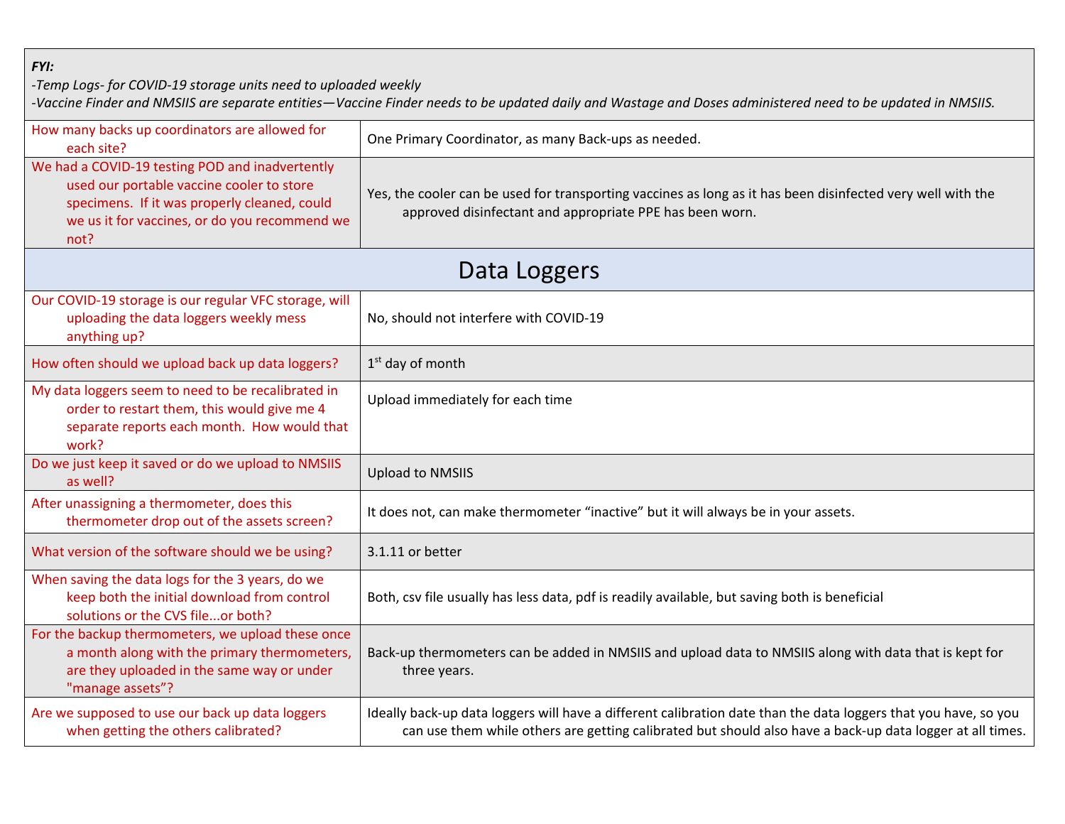| *FYI:* <br> *-Temp Logs- for COVID-19 storage units need to uploaded weekly* <br> *-Vaccine Finder and NMSIIS are separate entities—Vaccine Finder needs to be updated daily and Wastage and Doses administered need to be updated in NMSIIS.* | |
|---|---|
| How many backs up coordinators are allowed for each site? | One Primary Coordinator, as many Back-ups as needed. |
| We had a COVID-19 testing POD and inadvertently used our portable vaccine cooler to store specimens. If it was properly cleaned, could we us it for vaccines, or do you recommend we not? | Yes, the cooler can be used for transporting vaccines as long as it has been disinfected very well with the approved disinfectant and appropriate PPE has been worn. |
| **Data Loggers** | |
| Our COVID-19 storage is our regular VFC storage, will uploading the data loggers weekly mess anything up? | No, should not interfere with COVID-19 |
| How often should we upload back up data loggers? | 1st day of month |
| My data loggers seem to need to be recalibrated in order to restart them, this would give me 4 separate reports each month. How would that work? | Upload immediately for each time |
| Do we just keep it saved or do we upload to NMSIIS as well? | Upload to NMSIIS |
| After unassigning a thermometer, does this thermometer drop out of the assets screen? | It does not, can make thermometer "inactive" but it will always be in your assets. |
| What version of the software should we be using? | 3.1.11 or better |
| When saving the data logs for the 3 years, do we keep both the initial download from control solutions or the CVS file...or both? | Both, csv file usually has less data, pdf is readily available, but saving both is beneficial |
| For the backup thermometers, we upload these once a month along with the primary thermometers, are they uploaded in the same way or under "manage assets"? | Back-up thermometers can be added in NMSIIS and upload data to NMSIIS along with data that is kept for three years. |
| Are we supposed to use our back up data loggers when getting the others calibrated? | Ideally back-up data loggers will have a different calibration date than the data loggers that you have, so you can use them while others are getting calibrated but should also have a back-up data logger at all times. |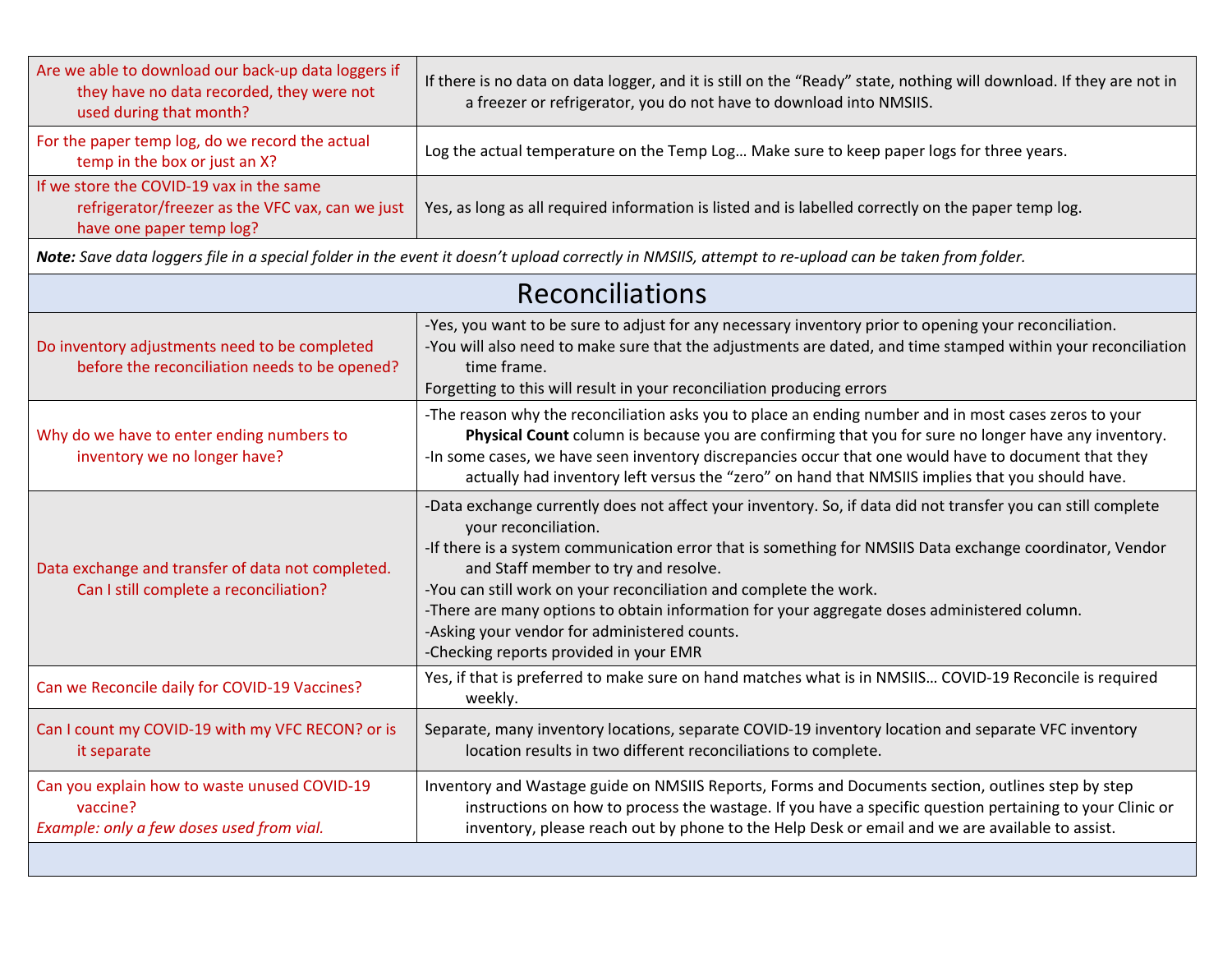| | |
|---|---|
| Are we able to download our back-up data loggers if they have no data recorded, they were not used during that month? | If there is no data on data logger, and it is still on the "Ready" state, nothing will download. If they are not in a freezer or refrigerator, you do not have to download into NMSIIS. |
| For the paper temp log, do we record the actual temp in the box or just an X? | Log the actual temperature on the Temp Log… Make sure to keep paper logs for three years. |
| If we store the COVID-19 vax in the same refrigerator/freezer as the VFC vax, can we just have one paper temp log? | Yes, as long as all required information is listed and is labelled correctly on the paper temp log. |

***Note:*** *Save data loggers file in a special folder in the event it doesn't upload correctly in NMSIIS, attempt to re-upload can be taken from folder.*

## Reconciliations

| | |
|---|---|
| Do inventory adjustments need to be completed before the reconciliation needs to be opened? | -Yes, you want to be sure to adjust for any necessary inventory prior to opening your reconciliation.<br>-You will also need to make sure that the adjustments are dated, and time stamped within your reconciliation time frame.<br>Forgetting to this will result in your reconciliation producing errors |
| Why do we have to enter ending numbers to inventory we no longer have? | -The reason why the reconciliation asks you to place an ending number and in most cases zeros to your **Physical Count** column is because you are confirming that you for sure no longer have any inventory.<br>-In some cases, we have seen inventory discrepancies occur that one would have to document that they actually had inventory left versus the "zero" on hand that NMSIIS implies that you should have. |
| Data exchange and transfer of data not completed. Can I still complete a reconciliation? | -Data exchange currently does not affect your inventory. So, if data did not transfer you can still complete your reconciliation.<br>-If there is a system communication error that is something for NMSIIS Data exchange coordinator, Vendor and Staff member to try and resolve.<br>-You can still work on your reconciliation and complete the work.<br>-There are many options to obtain information for your aggregate doses administered column.<br>-Asking your vendor for administered counts.<br>-Checking reports provided in your EMR |
| Can we Reconcile daily for COVID-19 Vaccines? | Yes, if that is preferred to make sure on hand matches what is in NMSIIS… COVID-19 Reconcile is required weekly. |
| Can I count my COVID-19 with my VFC RECON? or is it separate | Separate, many inventory locations, separate COVID-19 inventory location and separate VFC inventory location results in two different reconciliations to complete. |
| Can you explain how to waste unused COVID-19 vaccine?<br>*Example: only a few doses used from vial.* | Inventory and Wastage guide on NMSIIS Reports, Forms and Documents section, outlines step by step instructions on how to process the wastage. If you have a specific question pertaining to your Clinic or inventory, please reach out by phone to the Help Desk or email and we are available to assist. |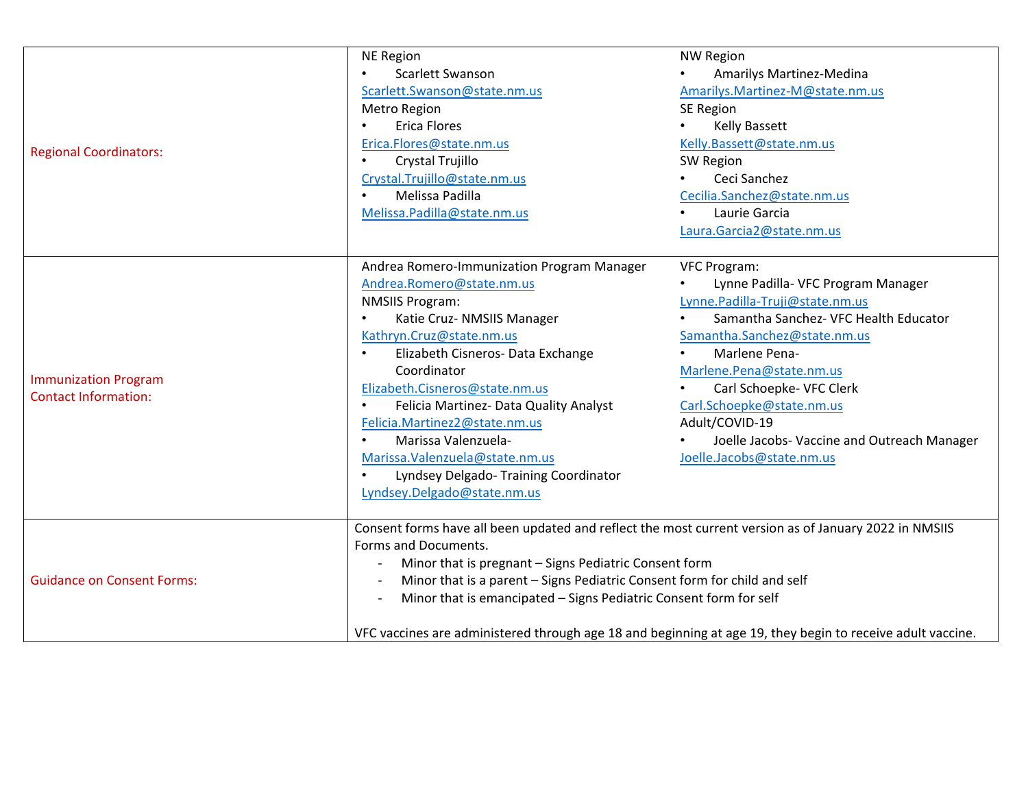| | | |
|---|---|---|
| Regional Coordinators: | NE Region<br>• Scarlett Swanson<br>Scarlett.Swanson@state.nm.us<br>Metro Region<br>• Erica Flores<br>Erica.Flores@state.nm.us<br>• Crystal Trujillo<br>Crystal.Trujillo@state.nm.us<br>• Melissa Padilla<br>Melissa.Padilla@state.nm.us | NW Region<br>• Amarilys Martinez-Medina<br>Amarilys.Martinez-M@state.nm.us<br>SE Region<br>• Kelly Bassett<br>Kelly.Bassett@state.nm.us<br>SW Region<br>• Ceci Sanchez<br>Cecilia.Sanchez@state.nm.us<br>• Laurie Garcia<br>Laura.Garcia2@state.nm.us |
| Immunization Program Contact Information: | Andrea Romero-Immunization Program Manager<br>Andrea.Romero@state.nm.us<br>NMSIIS Program:<br>• Katie Cruz- NMSIIS Manager<br>Kathryn.Cruz@state.nm.us<br>• Elizabeth Cisneros- Data Exchange Coordinator<br>Elizabeth.Cisneros@state.nm.us<br>• Felicia Martinez- Data Quality Analyst<br>Felicia.Martinez2@state.nm.us<br>• Marissa Valenzuela-<br>Marissa.Valenzuela@state.nm.us<br>• Lyndsey Delgado- Training Coordinator<br>Lyndsey.Delgado@state.nm.us | VFC Program:<br>• Lynne Padilla- VFC Program Manager<br>Lynne.Padilla-Truji@state.nm.us<br>• Samantha Sanchez- VFC Health Educator<br>Samantha.Sanchez@state.nm.us<br>• Marlene Pena-<br>Marlene.Pena@state.nm.us<br>• Carl Schoepke- VFC Clerk<br>Carl.Schoepke@state.nm.us<br>Adult/COVID-19<br>• Joelle Jacobs- Vaccine and Outreach Manager<br>Joelle.Jacobs@state.nm.us |
| Guidance on Consent Forms: | Consent forms have all been updated and reflect the most current version as of January 2022 in NMSIIS Forms and Documents.<br>- Minor that is pregnant – Signs Pediatric Consent form<br>- Minor that is a parent – Signs Pediatric Consent form for child and self<br>- Minor that is emancipated – Signs Pediatric Consent form for self<br><br>VFC vaccines are administered through age 18 and beginning at age 19, they begin to receive adult vaccine. | |